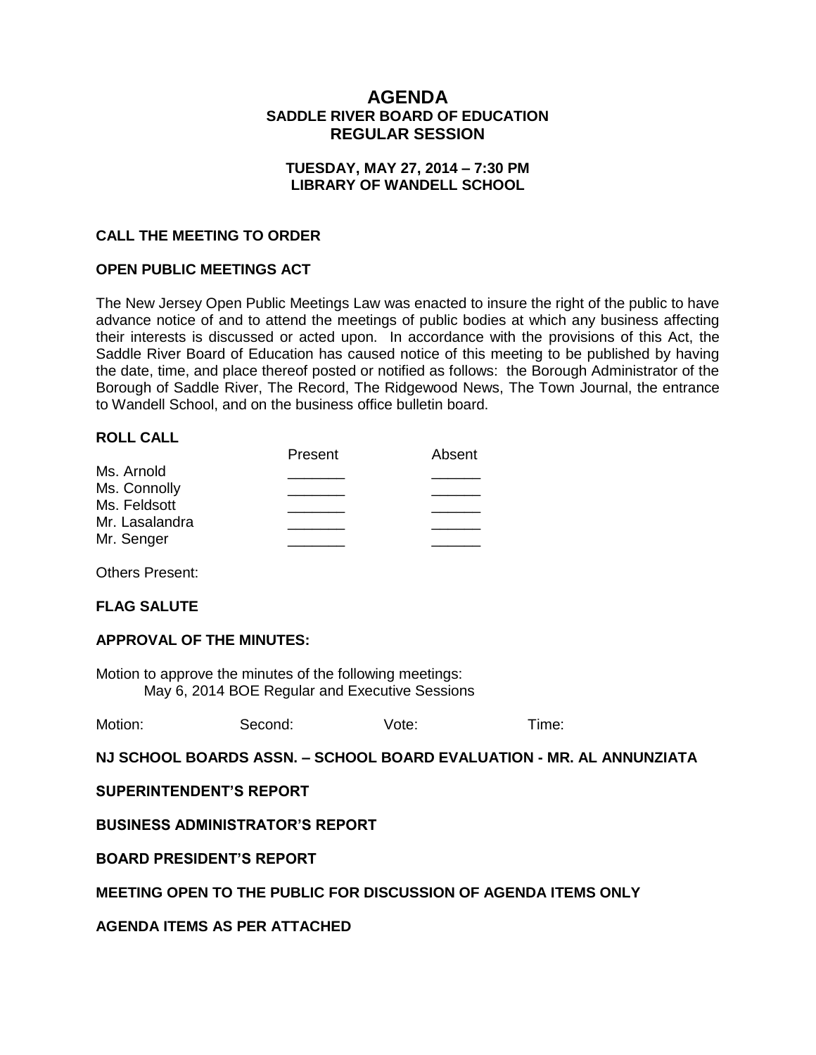# AGENDA
## SADDLE RIVER BOARD OF EDUCATION
## REGULAR SESSION

**TUESDAY, MAY 27, 2014 – 7:30 PM**
**LIBRARY OF WANDELL SCHOOL**

**CALL THE MEETING TO ORDER**

**OPEN PUBLIC MEETINGS ACT**

The New Jersey Open Public Meetings Law was enacted to insure the right of the public to have advance notice of and to attend the meetings of public bodies at which any business affecting their interests is discussed or acted upon. In accordance with the provisions of this Act, the Saddle River Board of Education has caused notice of this meeting to be published by having the date, time, and place thereof posted or notified as follows: the Borough Administrator of the Borough of Saddle River, The Record, The Ridgewood News, The Town Journal, the entrance to Wandell School, and on the business office bulletin board.

**ROLL CALL**

| | Present | Absent |
|---|---|---|
| Ms. Arnold | _______ | ______ |
| Ms. Connolly | _______ | ______ |
| Ms. Feldsott | _______ | ______ |
| Mr. Lasalandra | _______ | ______ |
| Mr. Senger | _______ | ______ |

Others Present:

**FLAG SALUTE**

**APPROVAL OF THE MINUTES:**

Motion to approve the minutes of the following meetings:
May 6, 2014 BOE Regular and Executive Sessions

Motion: Second: Vote: Time:

**NJ SCHOOL BOARDS ASSN. – SCHOOL BOARD EVALUATION - MR. AL ANNUNZIATA**

**SUPERINTENDENT'S REPORT**

**BUSINESS ADMINISTRATOR'S REPORT**

**BOARD PRESIDENT'S REPORT**

**MEETING OPEN TO THE PUBLIC FOR DISCUSSION OF AGENDA ITEMS ONLY**

**AGENDA ITEMS AS PER ATTACHED**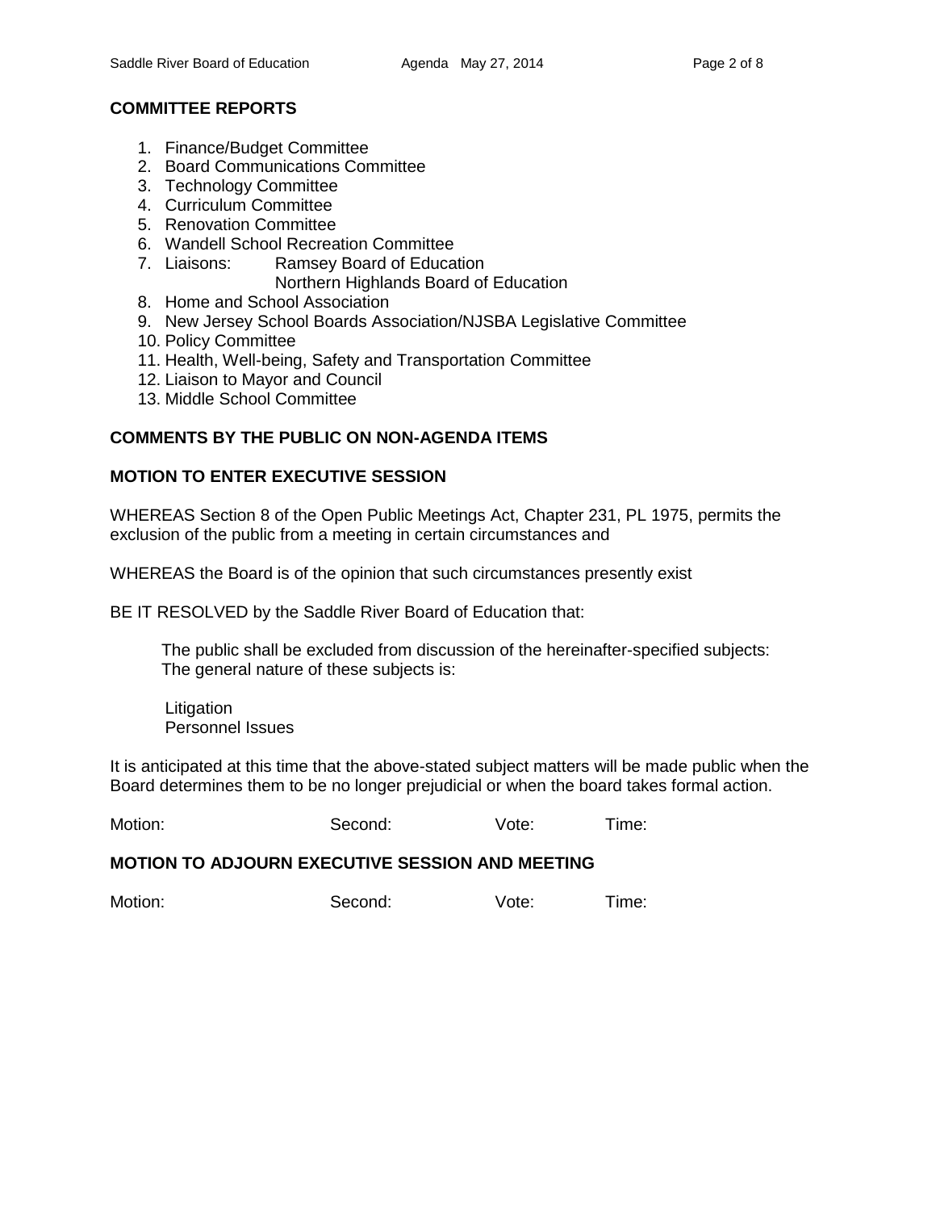## COMMITTEE REPORTS

1. Finance/Budget Committee
2. Board Communications Committee
3. Technology Committee
4. Curriculum Committee
5. Renovation Committee
6. Wandell School Recreation Committee
7. Liaisons: Ramsey Board of Education
   Northern Highlands Board of Education
8. Home and School Association
9. New Jersey School Boards Association/NJSBA Legislative Committee
10. Policy Committee
11. Health, Well-being, Safety and Transportation Committee
12. Liaison to Mayor and Council
13. Middle School Committee

## COMMENTS BY THE PUBLIC ON NON-AGENDA ITEMS

## MOTION TO ENTER EXECUTIVE SESSION

WHEREAS Section 8 of the Open Public Meetings Act, Chapter 231, PL 1975, permits the exclusion of the public from a meeting in certain circumstances and

WHEREAS the Board is of the opinion that such circumstances presently exist

BE IT RESOLVED by the Saddle River Board of Education that:

The public shall be excluded from discussion of the hereinafter-specified subjects:
The general nature of these subjects is:

Litigation
Personnel Issues

It is anticipated at this time that the above-stated subject matters will be made public when the Board determines them to be no longer prejudicial or when the board takes formal action.

Motion: Second: Vote: Time:

## MOTION TO ADJOURN EXECUTIVE SESSION AND MEETING

Motion: Second: Vote: Time: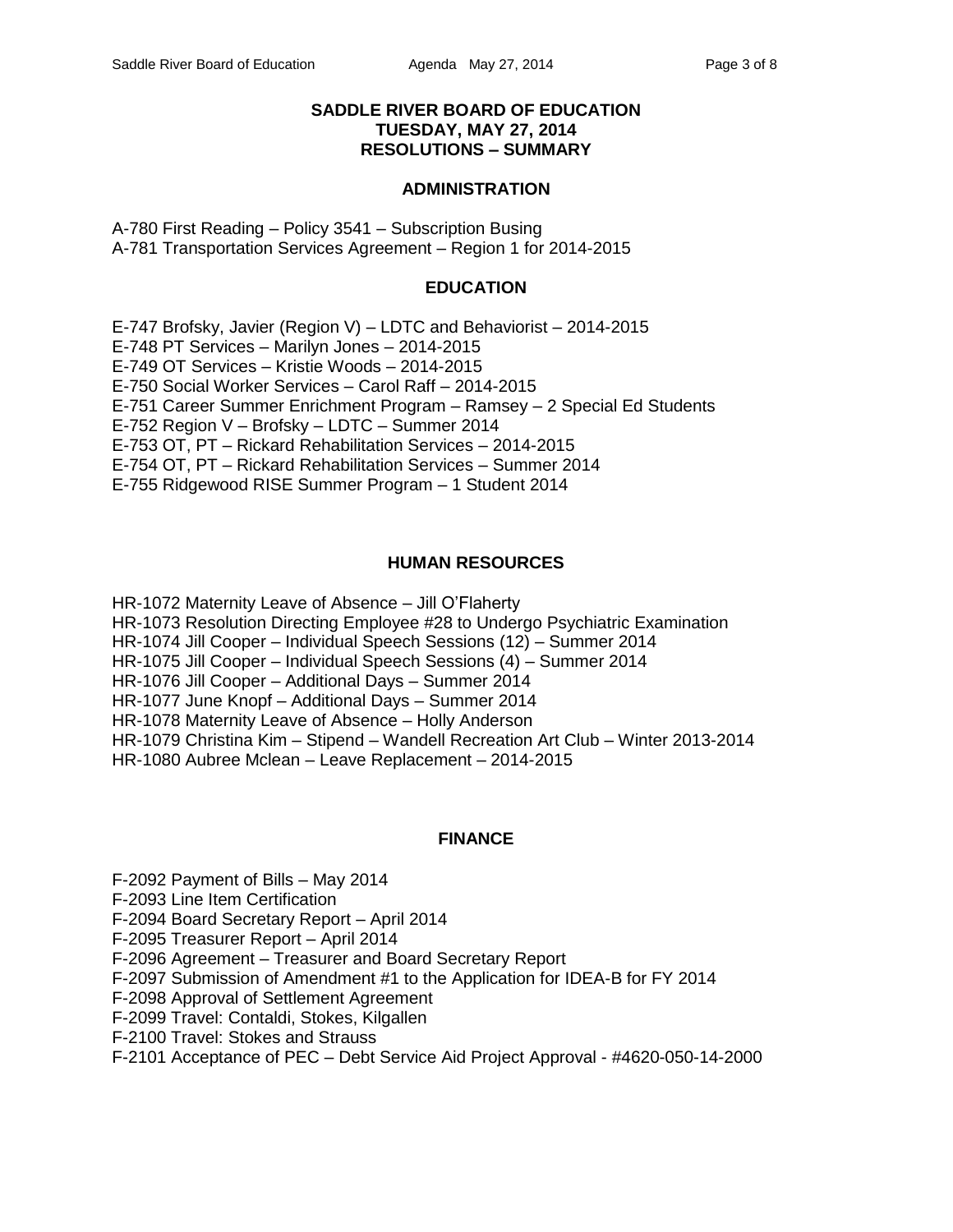# SADDLE RIVER BOARD OF EDUCATION
## TUESDAY, MAY 27, 2014
## RESOLUTIONS – SUMMARY

### ADMINISTRATION

A-780 First Reading – Policy 3541 – Subscription Busing
A-781 Transportation Services Agreement – Region 1 for 2014-2015

### EDUCATION

E-747 Brofsky, Javier (Region V) – LDTC and Behaviorist – 2014-2015
E-748 PT Services – Marilyn Jones – 2014-2015
E-749 OT Services – Kristie Woods – 2014-2015
E-750 Social Worker Services – Carol Raff – 2014-2015
E-751 Career Summer Enrichment Program – Ramsey – 2 Special Ed Students
E-752 Region V – Brofsky – LDTC – Summer 2014
E-753 OT, PT – Rickard Rehabilitation Services – 2014-2015
E-754 OT, PT – Rickard Rehabilitation Services – Summer 2014
E-755 Ridgewood RISE Summer Program – 1 Student 2014

### HUMAN RESOURCES

HR-1072 Maternity Leave of Absence – Jill O'Flaherty
HR-1073 Resolution Directing Employee #28 to Undergo Psychiatric Examination
HR-1074 Jill Cooper – Individual Speech Sessions (12) – Summer 2014
HR-1075 Jill Cooper – Individual Speech Sessions (4) – Summer 2014
HR-1076 Jill Cooper – Additional Days – Summer 2014
HR-1077 June Knopf – Additional Days – Summer 2014
HR-1078 Maternity Leave of Absence – Holly Anderson
HR-1079 Christina Kim – Stipend – Wandell Recreation Art Club – Winter 2013-2014
HR-1080 Aubree Mclean – Leave Replacement – 2014-2015

### FINANCE

F-2092 Payment of Bills – May 2014
F-2093 Line Item Certification
F-2094 Board Secretary Report – April 2014
F-2095 Treasurer Report – April 2014
F-2096 Agreement – Treasurer and Board Secretary Report
F-2097 Submission of Amendment #1 to the Application for IDEA-B for FY 2014
F-2098 Approval of Settlement Agreement
F-2099 Travel: Contaldi, Stokes, Kilgallen
F-2100 Travel: Stokes and Strauss
F-2101 Acceptance of PEC – Debt Service Aid Project Approval - #4620-050-14-2000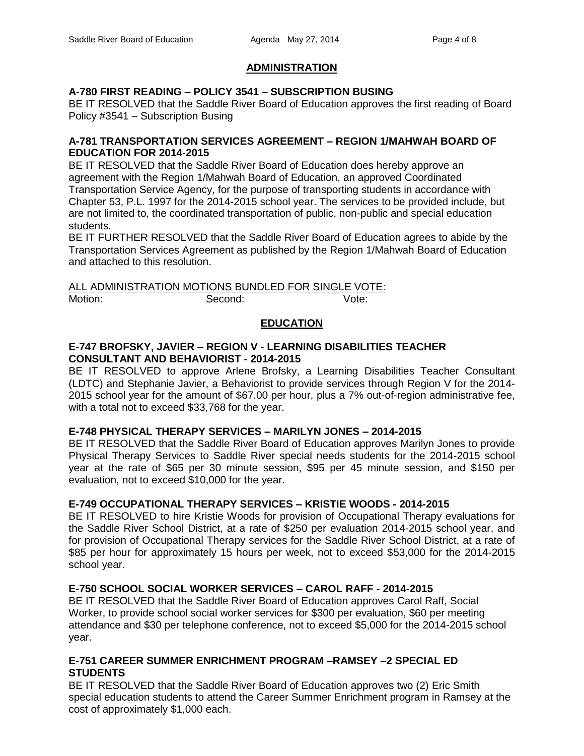## ADMINISTRATION

### A-780 FIRST READING – POLICY 3541 – SUBSCRIPTION BUSING

BE IT RESOLVED that the Saddle River Board of Education approves the first reading of Board Policy #3541 – Subscription Busing

### A-781 TRANSPORTATION SERVICES AGREEMENT – REGION 1/MAHWAH BOARD OF EDUCATION FOR 2014-2015

BE IT RESOLVED that the Saddle River Board of Education does hereby approve an agreement with the Region 1/Mahwah Board of Education, an approved Coordinated Transportation Service Agency, for the purpose of transporting students in accordance with Chapter 53, P.L. 1997 for the 2014-2015 school year. The services to be provided include, but are not limited to, the coordinated transportation of public, non-public and special education students.

BE IT FURTHER RESOLVED that the Saddle River Board of Education agrees to abide by the Transportation Services Agreement as published by the Region 1/Mahwah Board of Education and attached to this resolution.

ALL ADMINISTRATION MOTIONS BUNDLED FOR SINGLE VOTE:

Motion: Second: Vote:

## EDUCATION

### E-747 BROFSKY, JAVIER – REGION V - LEARNING DISABILITIES TEACHER CONSULTANT AND BEHAVIORIST - 2014-2015

BE IT RESOLVED to approve Arlene Brofsky, a Learning Disabilities Teacher Consultant (LDTC) and Stephanie Javier, a Behaviorist to provide services through Region V for the 2014-2015 school year for the amount of $67.00 per hour, plus a 7% out-of-region administrative fee, with a total not to exceed $33,768 for the year.

### E-748 PHYSICAL THERAPY SERVICES – MARILYN JONES – 2014-2015

BE IT RESOLVED that the Saddle River Board of Education approves Marilyn Jones to provide Physical Therapy Services to Saddle River special needs students for the 2014-2015 school year at the rate of $65 per 30 minute session, $95 per 45 minute session, and $150 per evaluation, not to exceed $10,000 for the year.

### E-749 OCCUPATIONAL THERAPY SERVICES – KRISTIE WOODS - 2014-2015

BE IT RESOLVED to hire Kristie Woods for provision of Occupational Therapy evaluations for the Saddle River School District, at a rate of $250 per evaluation 2014-2015 school year, and for provision of Occupational Therapy services for the Saddle River School District, at a rate of $85 per hour for approximately 15 hours per week, not to exceed $53,000 for the 2014-2015 school year.

### E-750 SCHOOL SOCIAL WORKER SERVICES – CAROL RAFF - 2014-2015

BE IT RESOLVED that the Saddle River Board of Education approves Carol Raff, Social Worker, to provide school social worker services for $300 per evaluation, $60 per meeting attendance and $30 per telephone conference, not to exceed $5,000 for the 2014-2015 school year.

### E-751 CAREER SUMMER ENRICHMENT PROGRAM –RAMSEY –2 SPECIAL ED STUDENTS

BE IT RESOLVED that the Saddle River Board of Education approves two (2) Eric Smith special education students to attend the Career Summer Enrichment program in Ramsey at the cost of approximately $1,000 each.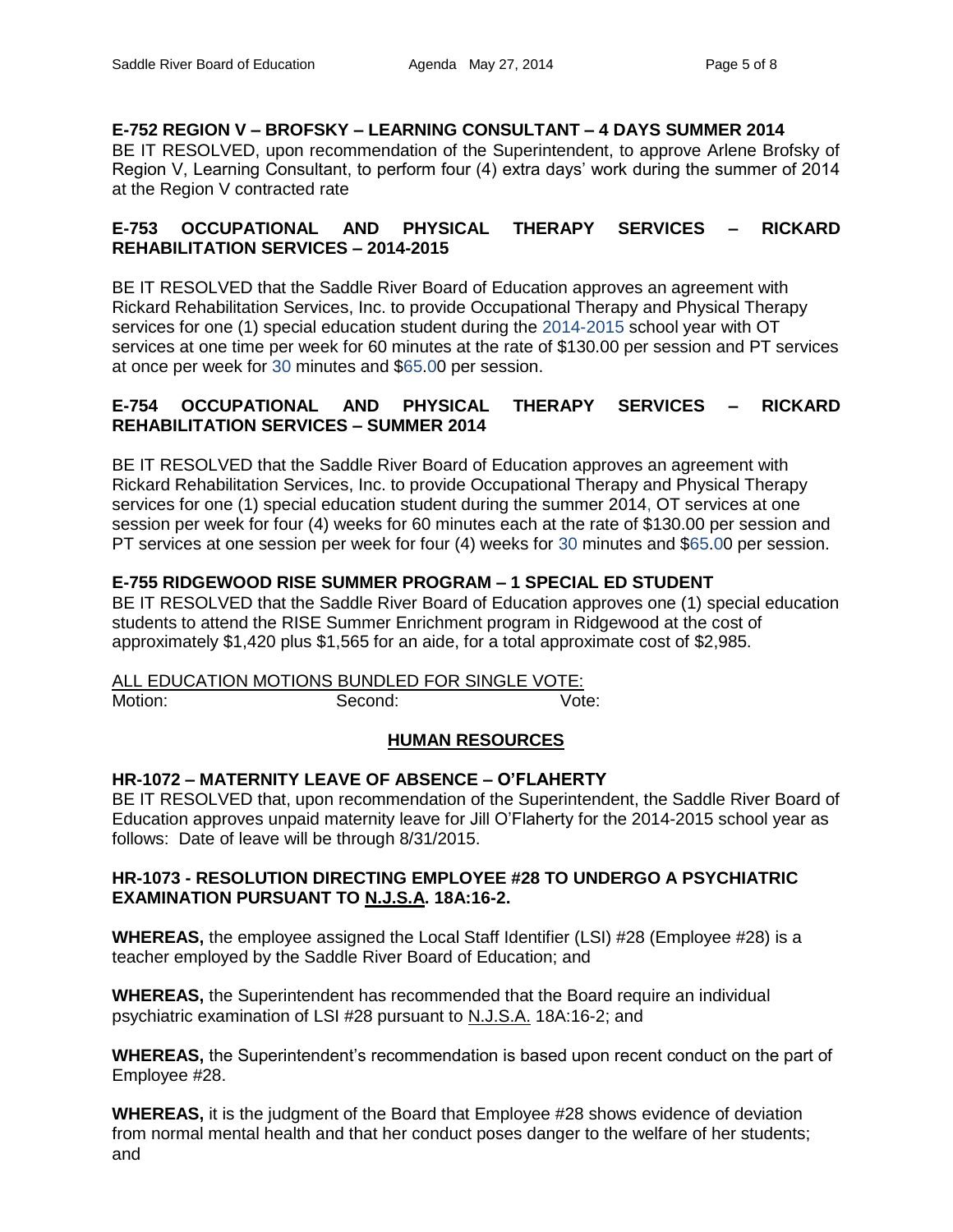**E-752 REGION V – BROFSKY – LEARNING CONSULTANT – 4 DAYS SUMMER 2014**
BE IT RESOLVED, upon recommendation of the Superintendent, to approve Arlene Brofsky of Region V, Learning Consultant, to perform four (4) extra days' work during the summer of 2014 at the Region V contracted rate

**E-753 OCCUPATIONAL AND PHYSICAL THERAPY SERVICES – RICKARD REHABILITATION SERVICES – 2014-2015**

BE IT RESOLVED that the Saddle River Board of Education approves an agreement with Rickard Rehabilitation Services, Inc. to provide Occupational Therapy and Physical Therapy services for one (1) special education student during the 2014-2015 school year with OT services at one time per week for 60 minutes at the rate of $130.00 per session and PT services at once per week for 30 minutes and $65.00 per session.

**E-754 OCCUPATIONAL AND PHYSICAL THERAPY SERVICES – RICKARD REHABILITATION SERVICES – SUMMER 2014**

BE IT RESOLVED that the Saddle River Board of Education approves an agreement with Rickard Rehabilitation Services, Inc. to provide Occupational Therapy and Physical Therapy services for one (1) special education student during the summer 2014, OT services at one session per week for four (4) weeks for 60 minutes each at the rate of $130.00 per session and PT services at one session per week for four (4) weeks for 30 minutes and $65.00 per session.

**E-755 RIDGEWOOD RISE SUMMER PROGRAM – 1 SPECIAL ED STUDENT**
BE IT RESOLVED that the Saddle River Board of Education approves one (1) special education students to attend the RISE Summer Enrichment program in Ridgewood at the cost of approximately $1,420 plus $1,565 for an aide, for a total approximate cost of $2,985.

ALL EDUCATION MOTIONS BUNDLED FOR SINGLE VOTE:
Motion: Second: Vote:

## HUMAN RESOURCES

**HR-1072 – MATERNITY LEAVE OF ABSENCE – O'FLAHERTY**
BE IT RESOLVED that, upon recommendation of the Superintendent, the Saddle River Board of Education approves unpaid maternity leave for Jill O'Flaherty for the 2014-2015 school year as follows: Date of leave will be through 8/31/2015.

**HR-1073 - RESOLUTION DIRECTING EMPLOYEE #28 TO UNDERGO A PSYCHIATRIC EXAMINATION PURSUANT TO N.J.S.A. 18A:16-2.**

**WHEREAS,** the employee assigned the Local Staff Identifier (LSI) #28 (Employee #28) is a teacher employed by the Saddle River Board of Education; and

**WHEREAS,** the Superintendent has recommended that the Board require an individual psychiatric examination of LSI #28 pursuant to N.J.S.A. 18A:16-2; and

**WHEREAS,** the Superintendent's recommendation is based upon recent conduct on the part of Employee #28.

**WHEREAS,** it is the judgment of the Board that Employee #28 shows evidence of deviation from normal mental health and that her conduct poses danger to the welfare of her students; and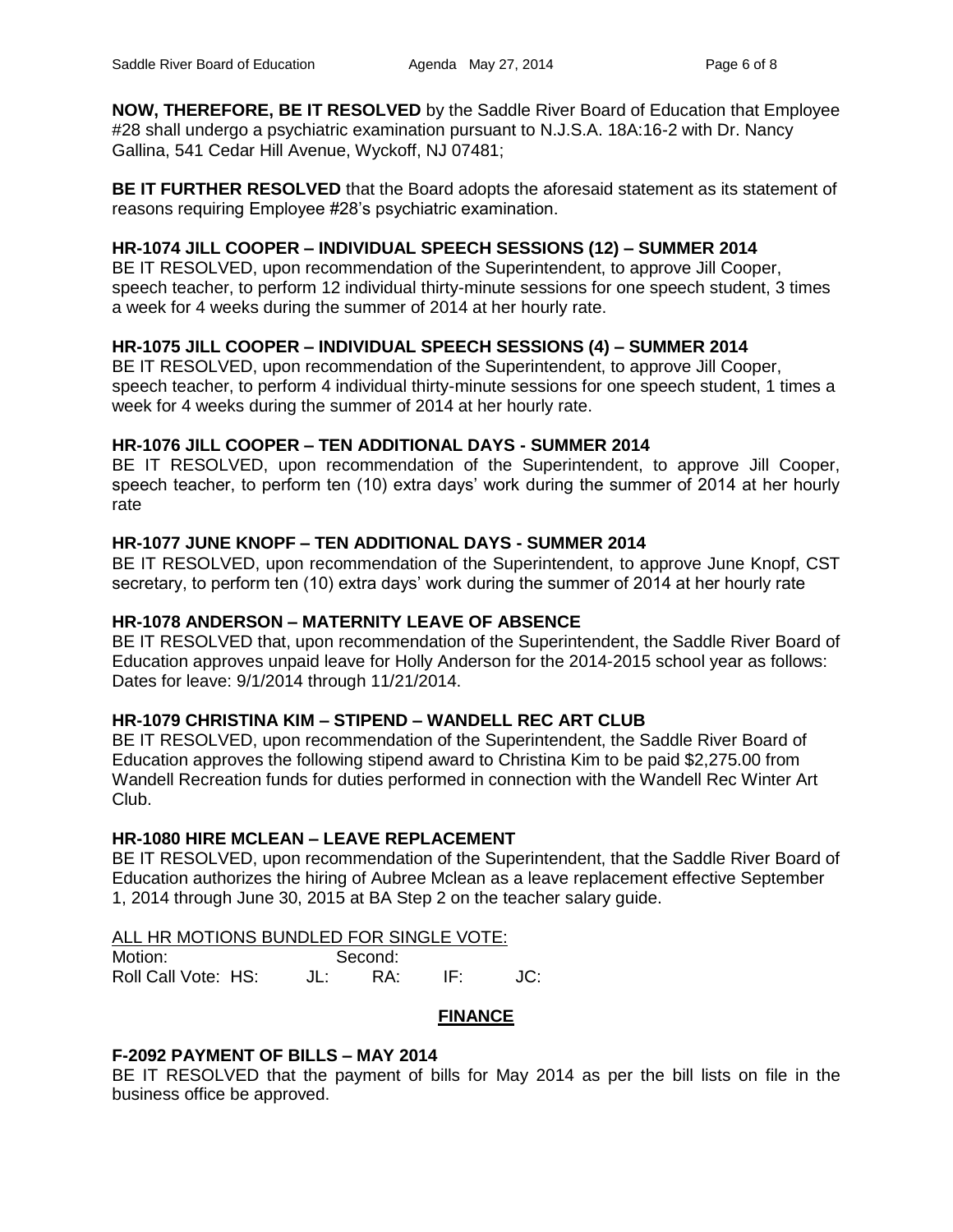**NOW, THEREFORE, BE IT RESOLVED** by the Saddle River Board of Education that Employee #28 shall undergo a psychiatric examination pursuant to N.J.S.A. 18A:16-2 with Dr. Nancy Gallina, 541 Cedar Hill Avenue, Wyckoff, NJ 07481;

**BE IT FURTHER RESOLVED** that the Board adopts the aforesaid statement as its statement of reasons requiring Employee #28's psychiatric examination.

**HR-1074 JILL COOPER – INDIVIDUAL SPEECH SESSIONS (12) – SUMMER 2014**

BE IT RESOLVED, upon recommendation of the Superintendent, to approve Jill Cooper, speech teacher, to perform 12 individual thirty-minute sessions for one speech student, 3 times a week for 4 weeks during the summer of 2014 at her hourly rate.

**HR-1075 JILL COOPER – INDIVIDUAL SPEECH SESSIONS (4) – SUMMER 2014**

BE IT RESOLVED, upon recommendation of the Superintendent, to approve Jill Cooper, speech teacher, to perform 4 individual thirty-minute sessions for one speech student, 1 times a week for 4 weeks during the summer of 2014 at her hourly rate.

**HR-1076 JILL COOPER – TEN ADDITIONAL DAYS - SUMMER 2014**

BE IT RESOLVED, upon recommendation of the Superintendent, to approve Jill Cooper, speech teacher, to perform ten (10) extra days' work during the summer of 2014 at her hourly rate

**HR-1077 JUNE KNOPF – TEN ADDITIONAL DAYS - SUMMER 2014**

BE IT RESOLVED, upon recommendation of the Superintendent, to approve June Knopf, CST secretary, to perform ten (10) extra days' work during the summer of 2014 at her hourly rate

**HR-1078 ANDERSON – MATERNITY LEAVE OF ABSENCE**

BE IT RESOLVED that, upon recommendation of the Superintendent, the Saddle River Board of Education approves unpaid leave for Holly Anderson for the 2014-2015 school year as follows: Dates for leave: 9/1/2014 through 11/21/2014.

**HR-1079 CHRISTINA KIM – STIPEND – WANDELL REC ART CLUB**

BE IT RESOLVED, upon recommendation of the Superintendent, the Saddle River Board of Education approves the following stipend award to Christina Kim to be paid $2,275.00 from Wandell Recreation funds for duties performed in connection with the Wandell Rec Winter Art Club.

**HR-1080 HIRE MCLEAN – LEAVE REPLACEMENT**

BE IT RESOLVED, upon recommendation of the Superintendent, that the Saddle River Board of Education authorizes the hiring of Aubree Mclean as a leave replacement effective September 1, 2014 through June 30, 2015 at BA Step 2 on the teacher salary guide.

ALL HR MOTIONS BUNDLED FOR SINGLE VOTE:

Motion: Second:

Roll Call Vote: HS: JL: RA: IF: JC:

## FINANCE

**F-2092 PAYMENT OF BILLS – MAY 2014**

BE IT RESOLVED that the payment of bills for May 2014 as per the bill lists on file in the business office be approved.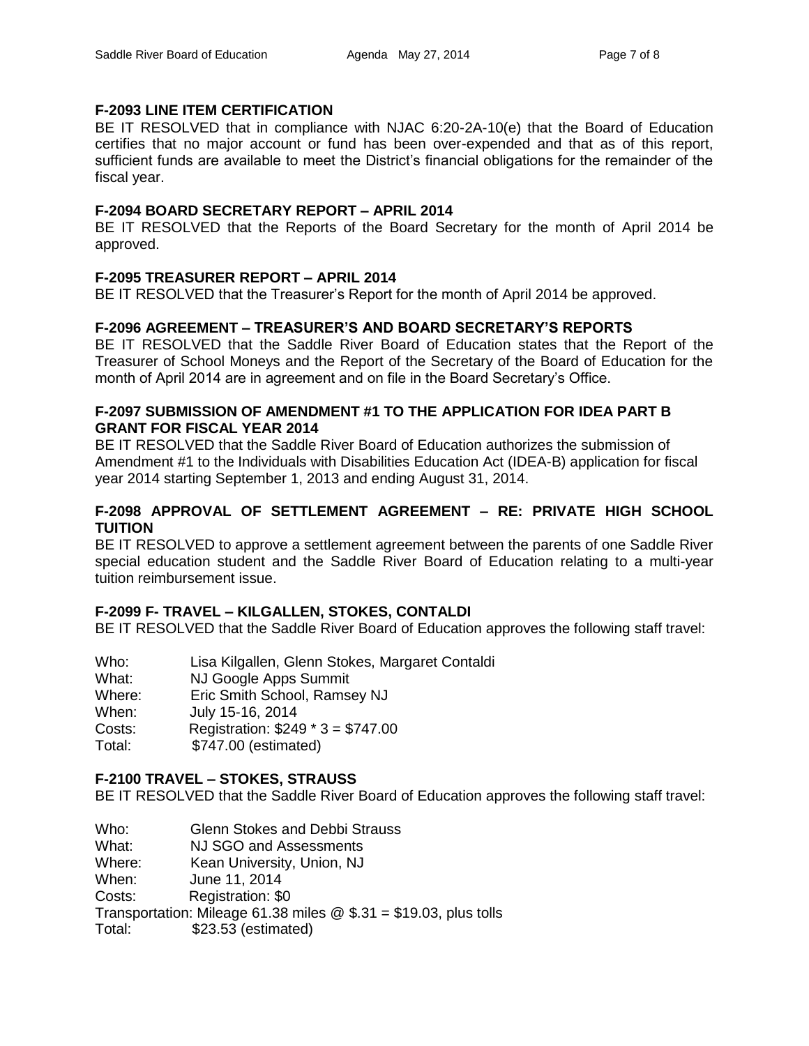**F-2093 LINE ITEM CERTIFICATION**

BE IT RESOLVED that in compliance with NJAC 6:20-2A-10(e) that the Board of Education certifies that no major account or fund has been over-expended and that as of this report, sufficient funds are available to meet the District's financial obligations for the remainder of the fiscal year.

**F-2094 BOARD SECRETARY REPORT – APRIL 2014**

BE IT RESOLVED that the Reports of the Board Secretary for the month of April 2014 be approved.

**F-2095 TREASURER REPORT – APRIL 2014**

BE IT RESOLVED that the Treasurer's Report for the month of April 2014 be approved.

**F-2096 AGREEMENT – TREASURER'S AND BOARD SECRETARY'S REPORTS**

BE IT RESOLVED that the Saddle River Board of Education states that the Report of the Treasurer of School Moneys and the Report of the Secretary of the Board of Education for the month of April 2014 are in agreement and on file in the Board Secretary's Office.

**F-2097 SUBMISSION OF AMENDMENT #1 TO THE APPLICATION FOR IDEA PART B GRANT FOR FISCAL YEAR 2014**

BE IT RESOLVED that the Saddle River Board of Education authorizes the submission of Amendment #1 to the Individuals with Disabilities Education Act (IDEA-B) application for fiscal year 2014 starting September 1, 2013 and ending August 31, 2014.

**F-2098 APPROVAL OF SETTLEMENT AGREEMENT – RE: PRIVATE HIGH SCHOOL TUITION**

BE IT RESOLVED to approve a settlement agreement between the parents of one Saddle River special education student and the Saddle River Board of Education relating to a multi-year tuition reimbursement issue.

**F-2099 F- TRAVEL – KILGALLEN, STOKES, CONTALDI**

BE IT RESOLVED that the Saddle River Board of Education approves the following staff travel:

Who: Lisa Kilgallen, Glenn Stokes, Margaret Contaldi
What: NJ Google Apps Summit
Where: Eric Smith School, Ramsey NJ
When: July 15-16, 2014
Costs: Registration: $249 * 3 = $747.00
Total: $747.00 (estimated)

**F-2100 TRAVEL – STOKES, STRAUSS**

BE IT RESOLVED that the Saddle River Board of Education approves the following staff travel:

Who: Glenn Stokes and Debbi Strauss
What: NJ SGO and Assessments
Where: Kean University, Union, NJ
When: June 11, 2014
Costs: Registration: $0
Transportation: Mileage 61.38 miles @ $.31 = $19.03, plus tolls
Total: $23.53 (estimated)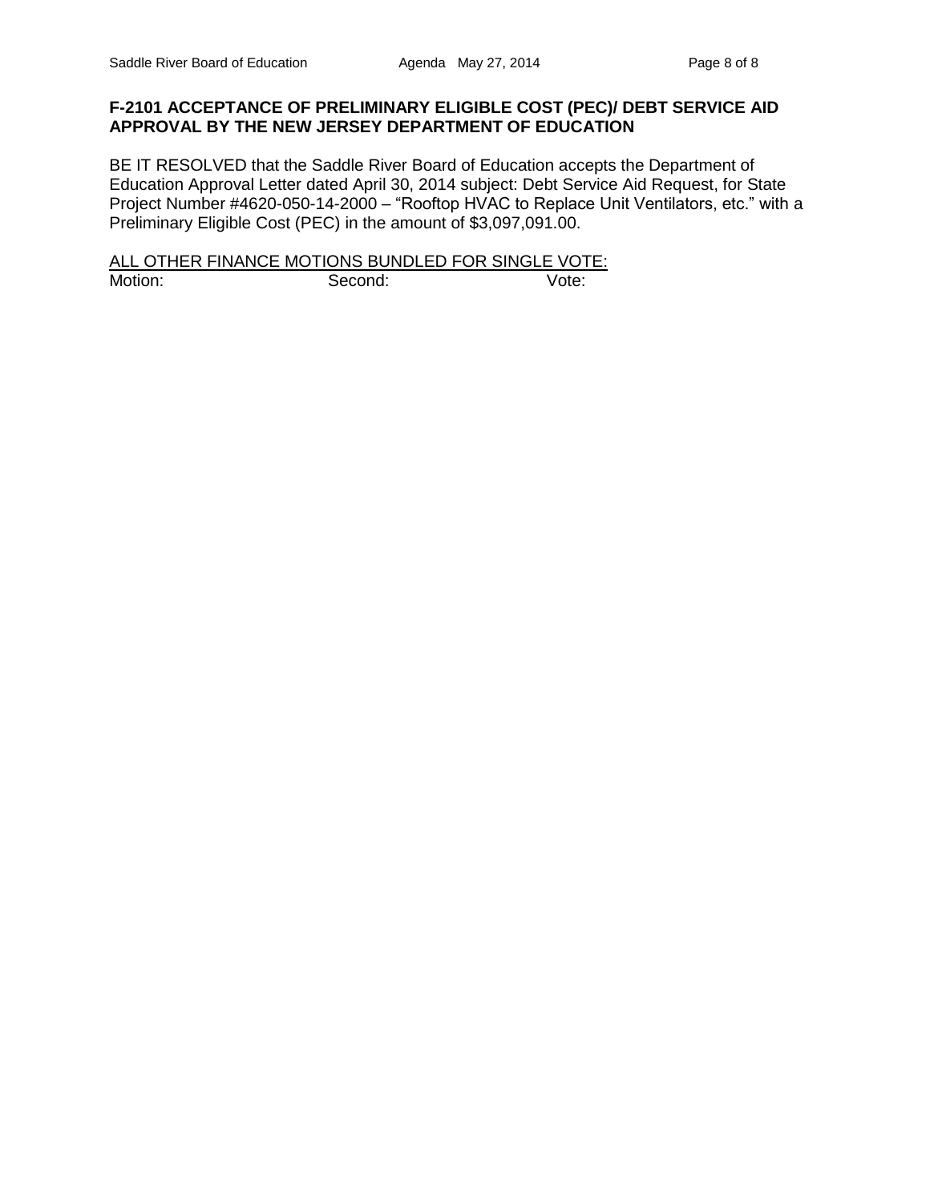**F-2101 ACCEPTANCE OF PRELIMINARY ELIGIBLE COST (PEC)/ DEBT SERVICE AID APPROVAL BY THE NEW JERSEY DEPARTMENT OF EDUCATION**

BE IT RESOLVED that the Saddle River Board of Education accepts the Department of Education Approval Letter dated April 30, 2014 subject: Debt Service Aid Request, for State Project Number #4620-050-14-2000 – "Rooftop HVAC to Replace Unit Ventilators, etc." with a Preliminary Eligible Cost (PEC) in the amount of $3,097,091.00.

<u>ALL OTHER FINANCE MOTIONS BUNDLED FOR SINGLE VOTE:</u>

Motion: Second: Vote: